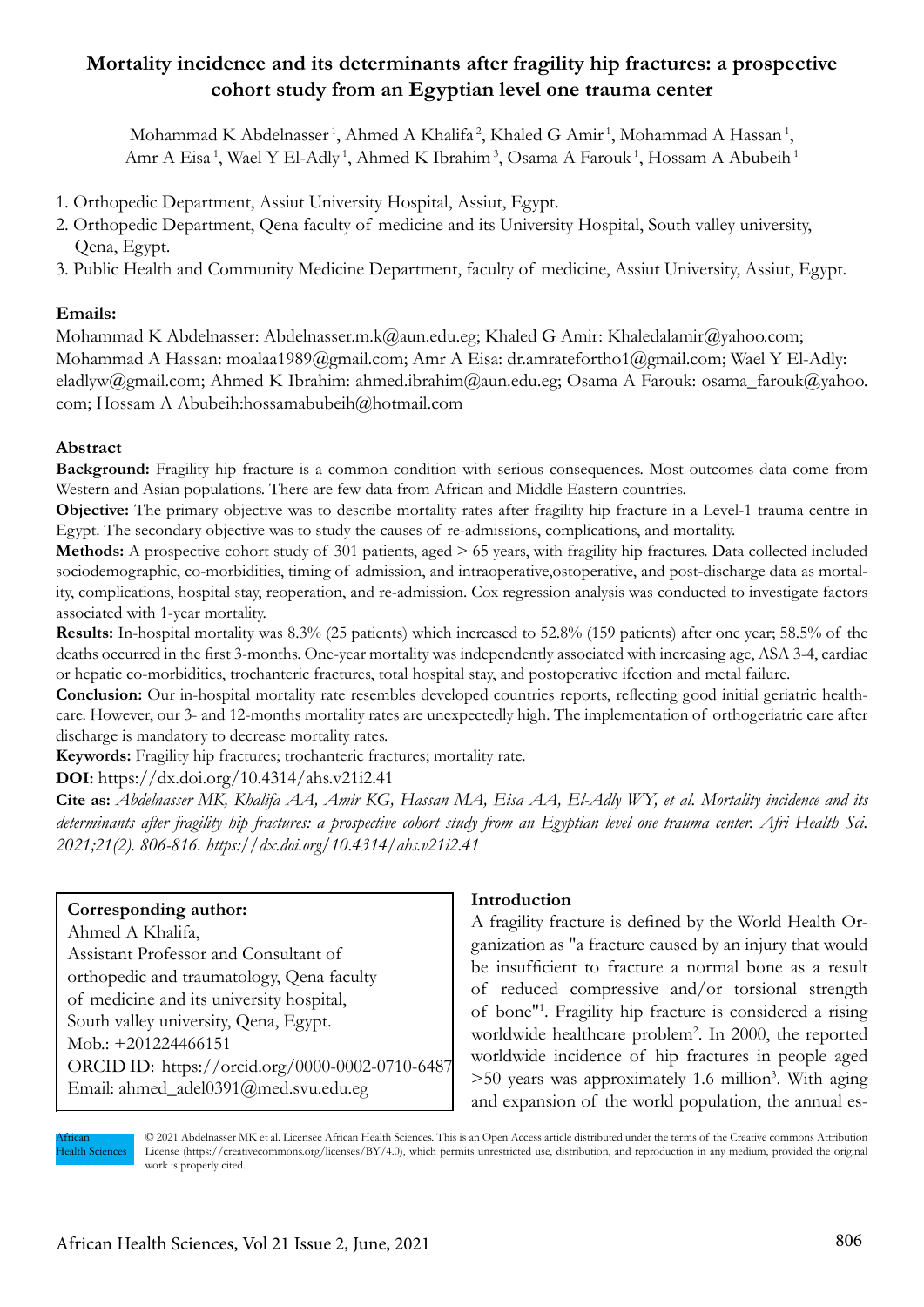# Mortality incidence and its determinants after fragility hip fractures: a prospective cohort study from an Egyptian level one trauma center

Mohammad K Abdelnasser [1], Ahmed A Khalifa [2], Khaled G Amir [1], Mohammad A Hassan [1], Amr A Eisa [1], Wael Y El-Adly [1], Ahmed K Ibrahim [3], Osama A Farouk [1], Hossam A Abubeih [1]

1. Orthopedic Department, Assiut University Hospital, Assiut, Egypt.
2. Orthopedic Department, Qena faculty of medicine and its University Hospital, South valley university, Qena, Egypt.
3. Public Health and Community Medicine Department, faculty of medicine, Assiut University, Assiut, Egypt.

**Emails:**

Mohammad K Abdelnasser: Abdelnasser.m.k@aun.edu.eg; Khaled G Amir: Khaledalamir@yahoo.com; Mohammad A Hassan: moalaa1989@gmail.com; Amr A Eisa: dr.amrateforthо1@gmail.com; Wael Y El-Adly: eladlyw@gmail.com; Ahmed K Ibrahim: ahmed.ibrahim@aun.edu.eg; Osama A Farouk: osama_farouk@yahoo.com; Hossam A Abubeih:hossamabubeih@hotmail.com

## Abstract

**Background:** Fragility hip fracture is a common condition with serious consequences. Most outcomes data come from Western and Asian populations. There are few data from African and Middle Eastern countries.

**Objective:** The primary objective was to describe mortality rates after fragility hip fracture in a Level-1 trauma centre in Egypt. The secondary objective was to study the causes of re-admissions, complications, and mortality.

**Methods:** A prospective cohort study of 301 patients, aged > 65 years, with fragility hip fractures. Data collected included sociodemographic, co-morbidities, timing of admission, and intraoperative,ostoperative, and post-discharge data as mortality, complications, hospital stay, reoperation, and re-admission. Cox regression analysis was conducted to investigate factors associated with 1-year mortality.

**Results:** In-hospital mortality was 8.3% (25 patients) which increased to 52.8% (159 patients) after one year; 58.5% of the deaths occurred in the first 3-months. One-year mortality was independently associated with increasing age, ASA 3-4, cardiac or hepatic co-morbidities, trochanteric fractures, total hospital stay, and postoperative ifection and metal failure.

**Conclusion:** Our in-hospital mortality rate resembles developed countries reports, reflecting good initial geriatric healthcare. However, our 3- and 12-months mortality rates are unexpectedly high. The implementation of orthogeriatric care after discharge is mandatory to decrease mortality rates.

**Keywords:** Fragility hip fractures; trochanteric fractures; mortality rate.

**DOI:** https://dx.doi.org/10.4314/ahs.v21i2.41

**Cite as:** *Abdelnasser MK, Khalifa AA, Amir KG, Hassan MA, Eisa AA, El-Adly WY, et al. Mortality incidence and its determinants after fragility hip fractures: a prospective cohort study from an Egyptian level one trauma center. Afri Health Sci. 2021;21(2). 806-816. https://dx.doi.org/10.4314/ahs.v21i2.41*

**Corresponding author:**
Ahmed A Khalifa,
Assistant Professor and Consultant of orthopedic and traumatology, Qena faculty of medicine and its university hospital, South valley university, Qena, Egypt.
Mob.: +201224466151
ORCID ID: https://orcid.org/0000-0002-0710-6487
Email: ahmed_adel0391@med.svu.edu.eg

## Introduction

A fragility fracture is defined by the World Health Organization as "a fracture caused by an injury that would be insufficient to fracture a normal bone as a result of reduced compressive and/or torsional strength of bone"[1]. Fragility hip fracture is considered a rising worldwide healthcare problem[2]. In 2000, the reported worldwide incidence of hip fractures in people aged >50 years was approximately 1.6 million[3]. With aging and expansion of the world population, the annual es-

© 2021 Abdelnasser MK et al. Licensee African Health Sciences. This is an Open Access article distributed under the terms of the Creative commons Attribution License (https://creativecommons.org/licenses/BY/4.0), which permits unrestricted use, distribution, and reproduction in any medium, provided the original work is properly cited.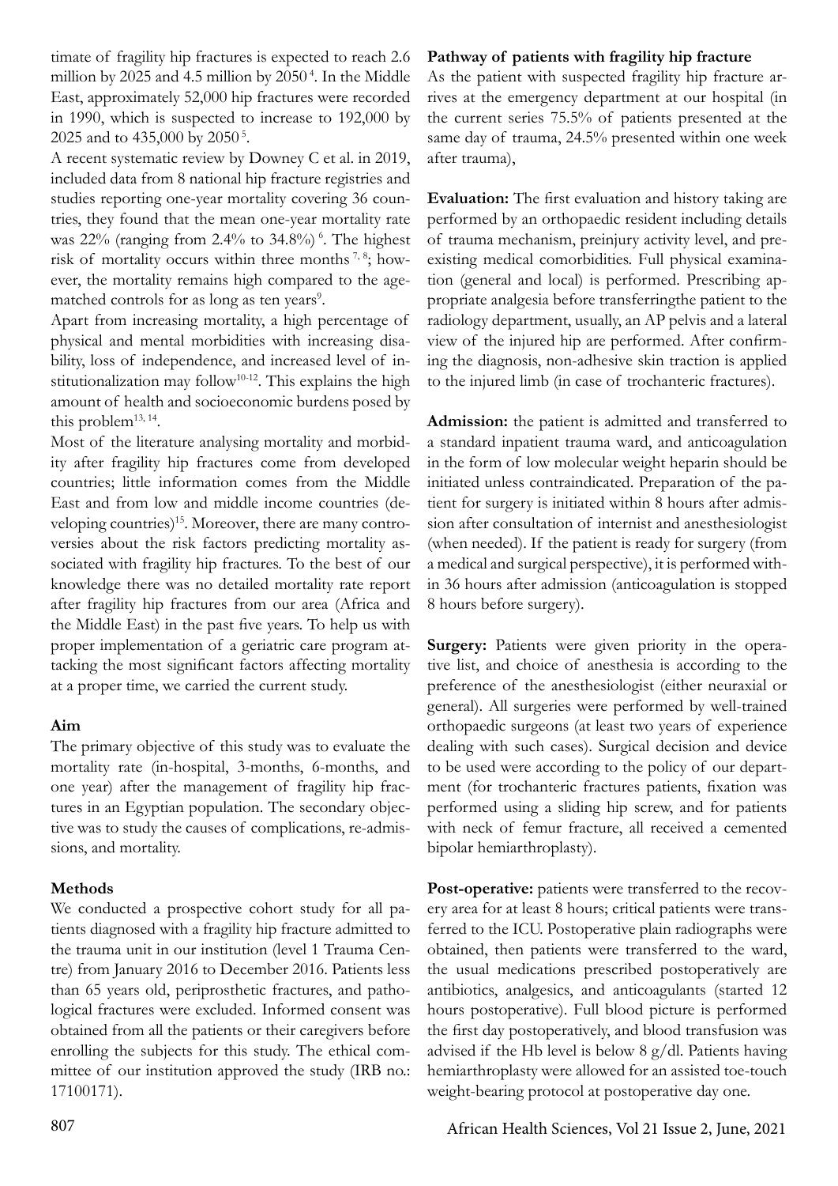timate of fragility hip fractures is expected to reach 2.6 million by 2025 and 4.5 million by 2050[4]. In the Middle East, approximately 52,000 hip fractures were recorded in 1990, which is suspected to increase to 192,000 by 2025 and to 435,000 by 2050[5].

A recent systematic review by Downey C et al. in 2019, included data from 8 national hip fracture registries and studies reporting one-year mortality covering 36 countries, they found that the mean one-year mortality rate was 22% (ranging from 2.4% to 34.8%)[6]. The highest risk of mortality occurs within three months[7, 8]; however, the mortality remains high compared to the age-matched controls for as long as ten years[9].

Apart from increasing mortality, a high percentage of physical and mental morbidities with increasing disability, loss of independence, and increased level of institutionalization may follow[10-12]. This explains the high amount of health and socioeconomic burdens posed by this problem[13, 14].

Most of the literature analysing mortality and morbidity after fragility hip fractures come from developed countries; little information comes from the Middle East and from low and middle income countries (developing countries)[15]. Moreover, there are many controversies about the risk factors predicting mortality associated with fragility hip fractures. To the best of our knowledge there was no detailed mortality rate report after fragility hip fractures from our area (Africa and the Middle East) in the past five years. To help us with proper implementation of a geriatric care program attacking the most significant factors affecting mortality at a proper time, we carried the current study.

## Aim

The primary objective of this study was to evaluate the mortality rate (in-hospital, 3-months, 6-months, and one year) after the management of fragility hip fractures in an Egyptian population. The secondary objective was to study the causes of complications, re-admissions, and mortality.

## Methods

We conducted a prospective cohort study for all patients diagnosed with a fragility hip fracture admitted to the trauma unit in our institution (level 1 Trauma Centre) from January 2016 to December 2016. Patients less than 65 years old, periprosthetic fractures, and pathological fractures were excluded. Informed consent was obtained from all the patients or their caregivers before enrolling the subjects for this study. The ethical committee of our institution approved the study (IRB no.: 17100171).

### Pathway of patients with fragility hip fracture

As the patient with suspected fragility hip fracture arrives at the emergency department at our hospital (in the current series 75.5% of patients presented at the same day of trauma, 24.5% presented within one week after trauma),

**Evaluation:** The first evaluation and history taking are performed by an orthopaedic resident including details of trauma mechanism, preinjury activity level, and preexisting medical comorbidities. Full physical examination (general and local) is performed. Prescribing appropriate analgesia before transferringthe patient to the radiology department, usually, an AP pelvis and a lateral view of the injured hip are performed. After confirming the diagnosis, non-adhesive skin traction is applied to the injured limb (in case of trochanteric fractures).

**Admission:** the patient is admitted and transferred to a standard inpatient trauma ward, and anticoagulation in the form of low molecular weight heparin should be initiated unless contraindicated. Preparation of the patient for surgery is initiated within 8 hours after admission after consultation of internist and anesthesiologist (when needed). If the patient is ready for surgery (from a medical and surgical perspective), it is performed within 36 hours after admission (anticoagulation is stopped 8 hours before surgery).

**Surgery:** Patients were given priority in the operative list, and choice of anesthesia is according to the preference of the anesthesiologist (either neuraxial or general). All surgeries were performed by well-trained orthopaedic surgeons (at least two years of experience dealing with such cases). Surgical decision and device to be used were according to the policy of our department (for trochanteric fractures patients, fixation was performed using a sliding hip screw, and for patients with neck of femur fracture, all received a cemented bipolar hemiarthroplasty).

**Post-operative:** patients were transferred to the recovery area for at least 8 hours; critical patients were transferred to the ICU. Postoperative plain radiographs were obtained, then patients were transferred to the ward, the usual medications prescribed postoperatively are antibiotics, analgesics, and anticoagulants (started 12 hours postoperative). Full blood picture is performed the first day postoperatively, and blood transfusion was advised if the Hb level is below 8 g/dl. Patients having hemiarthroplasty were allowed for an assisted toe-touch weight-bearing protocol at postoperative day one.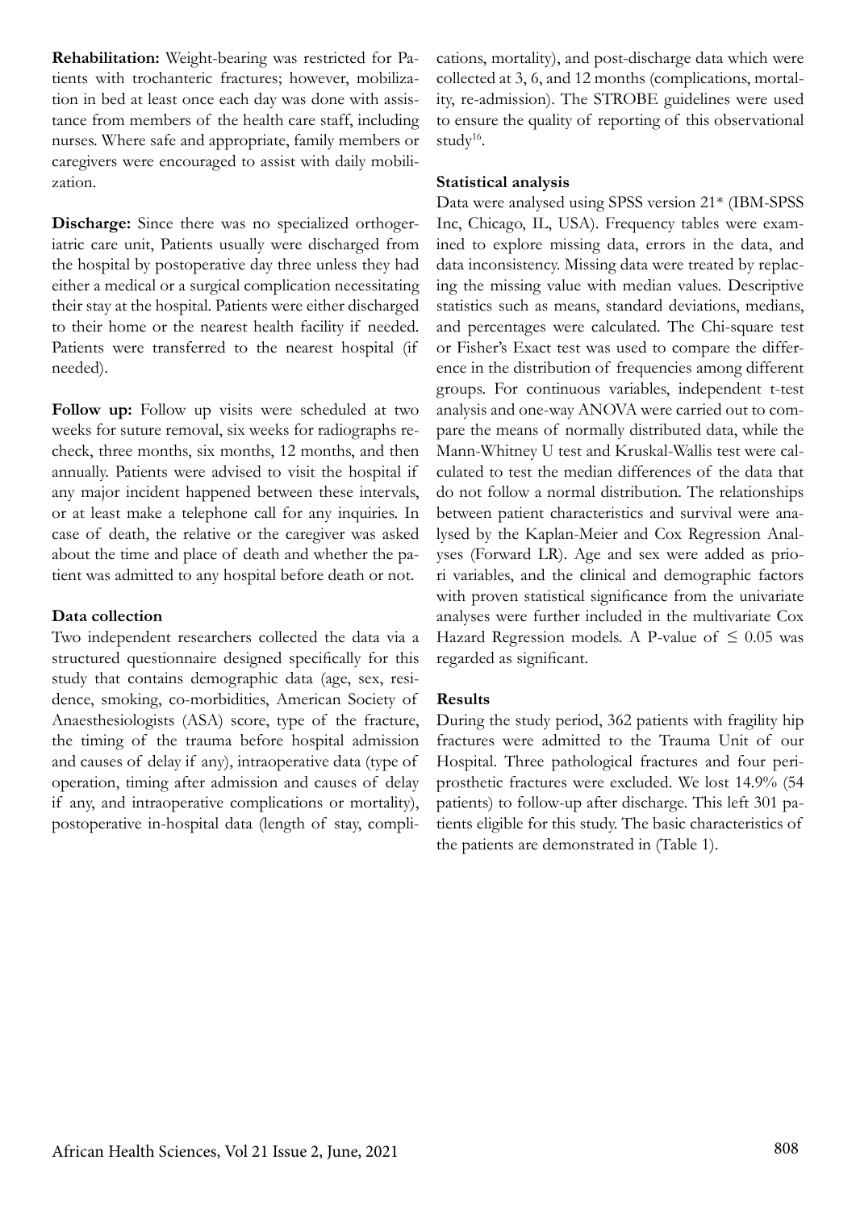**Rehabilitation:** Weight-bearing was restricted for Patients with trochanteric fractures; however, mobilization in bed at least once each day was done with assistance from members of the health care staff, including nurses. Where safe and appropriate, family members or caregivers were encouraged to assist with daily mobilization.

**Discharge:** Since there was no specialized orthogeriatric care unit, Patients usually were discharged from the hospital by postoperative day three unless they had either a medical or a surgical complication necessitating their stay at the hospital. Patients were either discharged to their home or the nearest health facility if needed. Patients were transferred to the nearest hospital (if needed).

**Follow up:** Follow up visits were scheduled at two weeks for suture removal, six weeks for radiographs recheck, three months, six months, 12 months, and then annually. Patients were advised to visit the hospital if any major incident happened between these intervals, or at least make a telephone call for any inquiries. In case of death, the relative or the caregiver was asked about the time and place of death and whether the patient was admitted to any hospital before death or not.

### Data collection

Two independent researchers collected the data via a structured questionnaire designed specifically for this study that contains demographic data (age, sex, residence, smoking, co-morbidities, American Society of Anaesthesiologists (ASA) score, type of the fracture, the timing of the trauma before hospital admission and causes of delay if any), intraoperative data (type of operation, timing after admission and causes of delay if any, and intraoperative complications or mortality), postoperative in-hospital data (length of stay, complications, mortality), and post-discharge data which were collected at 3, 6, and 12 months (complications, mortality, re-admission). The STROBE guidelines were used to ensure the quality of reporting of this observational study[16].

### Statistical analysis

Data were analysed using SPSS version 21* (IBM-SPSS Inc, Chicago, IL, USA). Frequency tables were examined to explore missing data, errors in the data, and data inconsistency. Missing data were treated by replacing the missing value with median values. Descriptive statistics such as means, standard deviations, medians, and percentages were calculated. The Chi-square test or Fisher's Exact test was used to compare the difference in the distribution of frequencies among different groups. For continuous variables, independent t-test analysis and one-way ANOVA were carried out to compare the means of normally distributed data, while the Mann-Whitney U test and Kruskal-Wallis test were calculated to test the median differences of the data that do not follow a normal distribution. The relationships between patient characteristics and survival were analysed by the Kaplan-Meier and Cox Regression Analyses (Forward LR). Age and sex were added as priori variables, and the clinical and demographic factors with proven statistical significance from the univariate analyses were further included in the multivariate Cox Hazard Regression models. A P-value of $\leq 0.05$ was regarded as significant.

### Results

During the study period, 362 patients with fragility hip fractures were admitted to the Trauma Unit of our Hospital. Three pathological fractures and four periprosthetic fractures were excluded. We lost 14.9% (54 patients) to follow-up after discharge. This left 301 patients eligible for this study. The basic characteristics of the patients are demonstrated in (Table 1).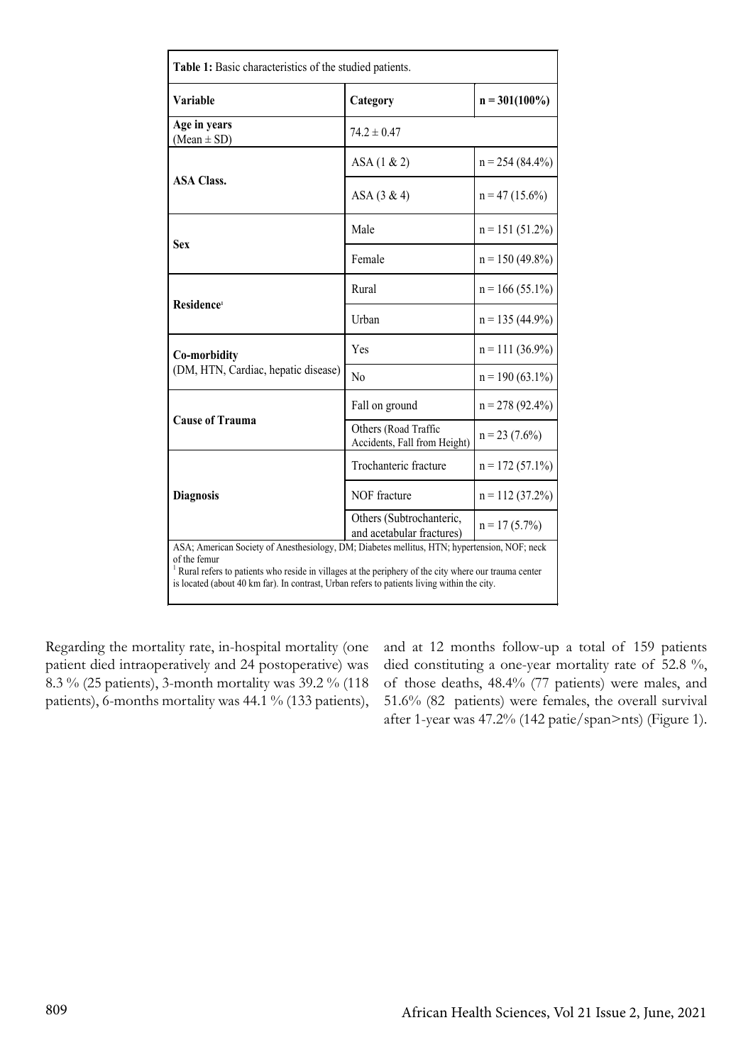**Table 1:** Basic characteristics of the studied patients.

| Variable | Category | n = 301(100%) |
|---|---|---|
| **Age in years** (Mean ± SD) | 74.2 ± 0.47 | |
| **ASA Class.** | ASA (1 & 2) | n = 254 (84.4%) |
| | ASA (3 & 4) | n = 47 (15.6%) |
| **Sex** | Male | n = 151 (51.2%) |
| | Female | n = 150 (49.8%) |
| **Residence**[1] | Rural | n = 166 (55.1%) |
| | Urban | n = 135 (44.9%) |
| **Co-morbidity** (DM, HTN, Cardiac, hepatic disease) | Yes | n = 111 (36.9%) |
| | No | n = 190 (63.1%) |
| **Cause of Trauma** | Fall on ground | n = 278 (92.4%) |
| | Others (Road Traffic Accidents, Fall from Height) | n = 23 (7.6%) |
| **Diagnosis** | Trochanteric fracture | n = 172 (57.1%) |
| | NOF fracture | n = 112 (37.2%) |
| | Others (Subtrochanteric, and acetabular fractures) | n = 17 (5.7%) |

ASA; American Society of Anesthesiology, DM; Diabetes mellitus, HTN; hypertension, NOF; neck of the femur
[1] Rural refers to patients who reside in villages at the periphery of the city where our trauma center is located (about 40 km far). In contrast, Urban refers to patients living within the city.

Regarding the mortality rate, in-hospital mortality (one patient died intraoperatively and 24 postoperative) was 8.3 % (25 patients), 3-month mortality was 39.2 % (118 patients), 6-months mortality was 44.1 % (133 patients), and at 12 months follow-up a total of 159 patients died constituting a one-year mortality rate of 52.8 %, of those deaths, 48.4% (77 patients) were males, and 51.6% (82 patients) were females, the overall survival after 1-year was 47.2% (142 patie/span>nts) (Figure 1).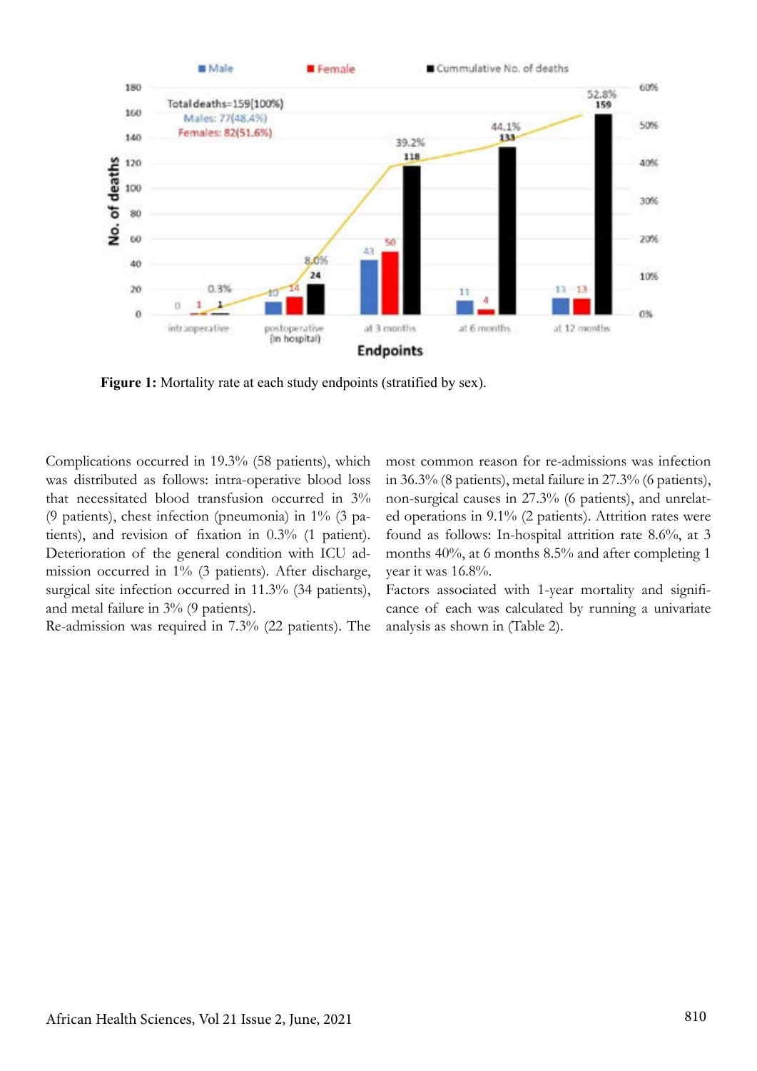**Figure 1:** Mortality rate at each study endpoints (stratified by sex).

Complications occurred in 19.3% (58 patients), which was distributed as follows: intra-operative blood loss that necessitated blood transfusion occurred in 3% (9 patients), chest infection (pneumonia) in 1% (3 patients), and revision of fixation in 0.3% (1 patient). Deterioration of the general condition with ICU admission occurred in 1% (3 patients). After discharge, surgical site infection occurred in 11.3% (34 patients), and metal failure in 3% (9 patients).

Re-admission was required in 7.3% (22 patients). The most common reason for re-admissions was infection in 36.3% (8 patients), metal failure in 27.3% (6 patients), non-surgical causes in 27.3% (6 patients), and unrelated operations in 9.1% (2 patients). Attrition rates were found as follows: In-hospital attrition rate 8.6%, at 3 months 40%, at 6 months 8.5% and after completing 1 year it was 16.8%.

Factors associated with 1-year mortality and significance of each was calculated by running a univariate analysis as shown in (Table 2).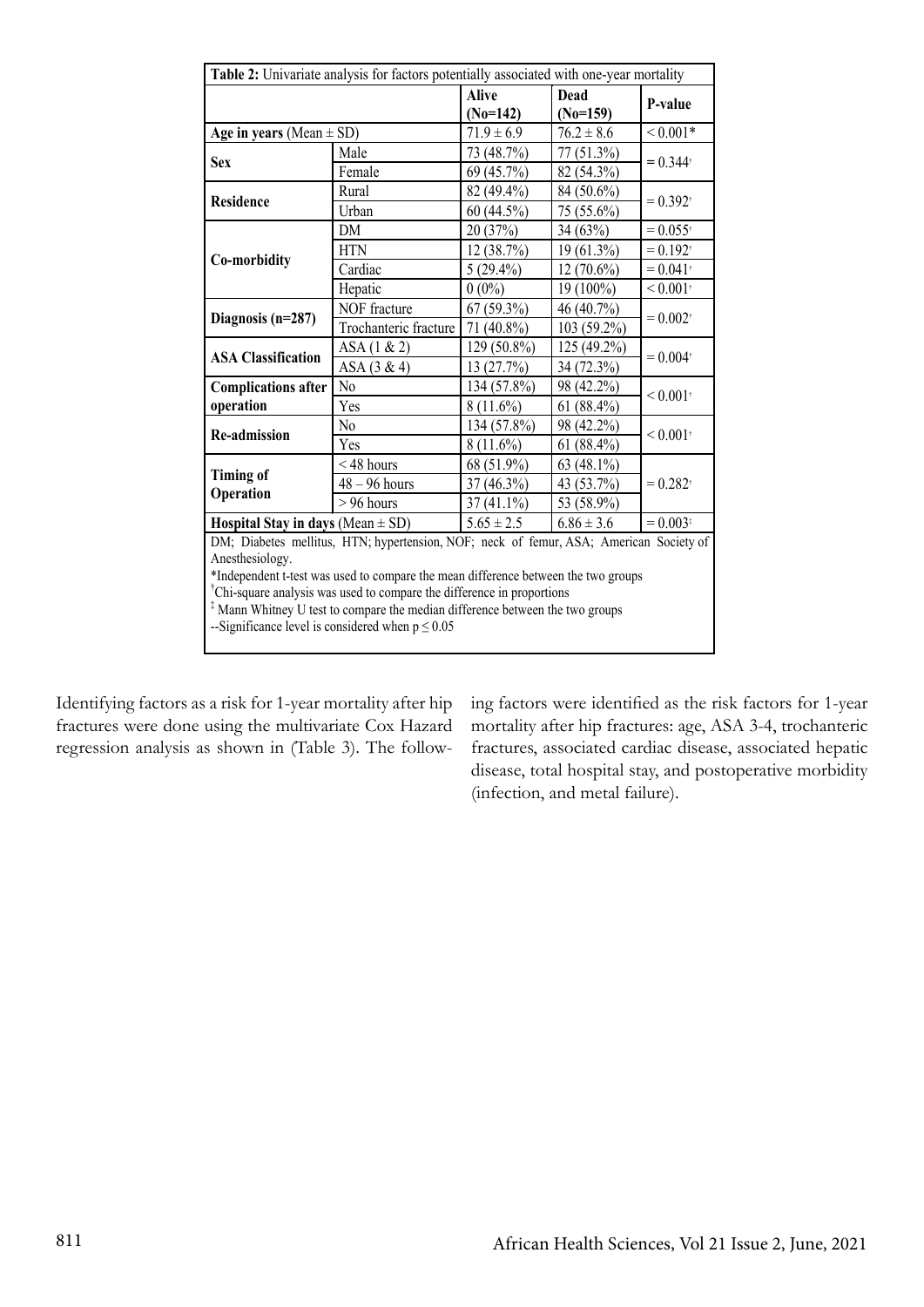**Table 2:** Univariate analysis for factors potentially associated with one-year mortality

| | | Alive (No=142) | Dead (No=159) | P-value |
|---|---|---|---|---|
| **Age in years** (Mean ± SD) | | 71.9 ± 6.9 | 76.2 ± 8.6 | < 0.001* |
| **Sex** | Male | 73 (48.7%) | 77 (51.3%) | = 0.344† |
| | Female | 69 (45.7%) | 82 (54.3%) | |
| **Residence** | Rural | 82 (49.4%) | 84 (50.6%) | = 0.392† |
| | Urban | 60 (44.5%) | 75 (55.6%) | |
| **Co-morbidity** | DM | 20 (37%) | 34 (63%) | = 0.055† |
| | HTN | 12 (38.7%) | 19 (61.3%) | = 0.192† |
| | Cardiac | 5 (29.4%) | 12 (70.6%) | = 0.041† |
| | Hepatic | 0 (0%) | 19 (100%) | < 0.001† |
| **Diagnosis (n=287)** | NOF fracture | 67 (59.3%) | 46 (40.7%) | = 0.002† |
| | Trochanteric fracture | 71 (40.8%) | 103 (59.2%) | |
| **ASA Classification** | ASA (1 & 2) | 129 (50.8%) | 125 (49.2%) | = 0.004† |
| | ASA (3 & 4) | 13 (27.7%) | 34 (72.3%) | |
| **Complications after operation** | No | 134 (57.8%) | 98 (42.2%) | < 0.001† |
| | Yes | 8 (11.6%) | 61 (88.4%) | |
| **Re-admission** | No | 134 (57.8%) | 98 (42.2%) | < 0.001† |
| | Yes | 8 (11.6%) | 61 (88.4%) | |
| **Timing of Operation** | < 48 hours | 68 (51.9%) | 63 (48.1%) | = 0.282† |
| | 48 – 96 hours | 37 (46.3%) | 43 (53.7%) | |
| | > 96 hours | 37 (41.1%) | 53 (58.9%) | |
| **Hospital Stay in days** (Mean ± SD) | | 5.65 ± 2.5 | 6.86 ± 3.6 | = 0.003‡ |

DM; Diabetes mellitus, HTN; hypertension, NOF; neck of femur, ASA; American Society of Anesthesiology.
*Independent t-test was used to compare the mean difference between the two groups
†Chi-square analysis was used to compare the difference in proportions
‡ Mann Whitney U test to compare the median difference between the two groups
--Significance level is considered when $p \leq 0.05$

Identifying factors as a risk for 1-year mortality after hip fractures were done using the multivariate Cox Hazard regression analysis as shown in (Table 3). The following factors were identified as the risk factors for 1-year mortality after hip fractures: age, ASA 3-4, trochanteric fractures, associated cardiac disease, associated hepatic disease, total hospital stay, and postoperative morbidity (infection, and metal failure).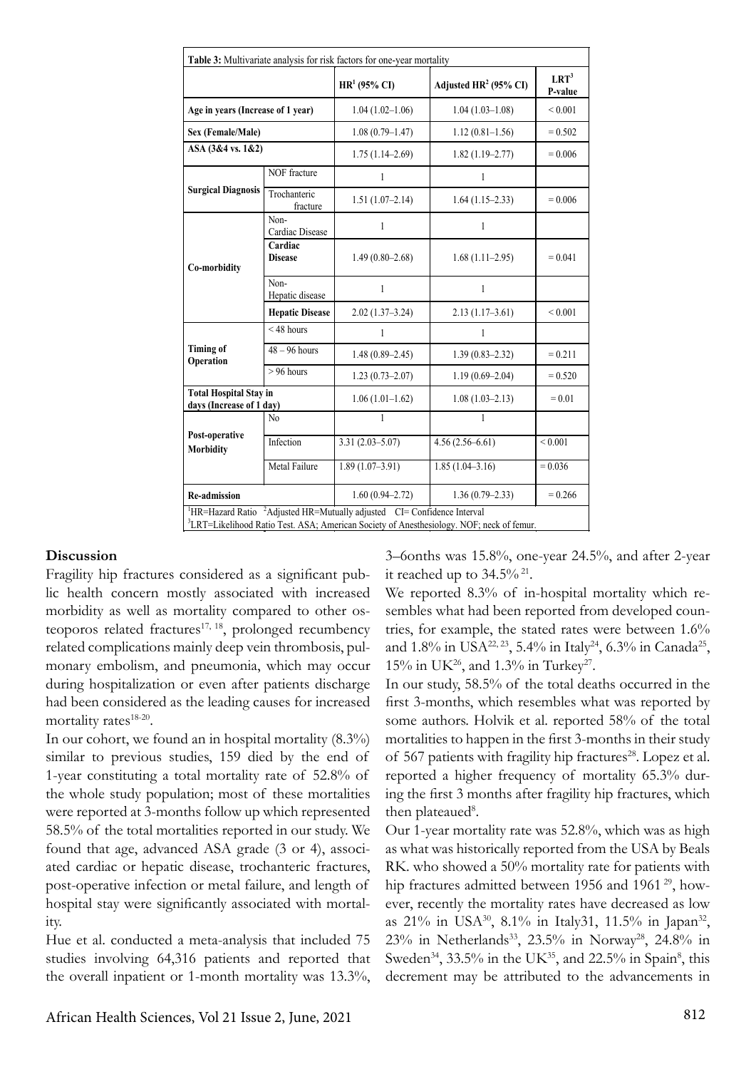**Table 3:** Multivariate analysis for risk factors for one-year mortality

| | | HR[1] (95% CI) | Adjusted HR[2] (95% CI) | LRT[3] P-value |
|---|---|---|---|---|
| **Age in years (Increase of 1 year)** | | 1.04 (1.02–1.06) | 1.04 (1.03–1.08) | < 0.001 |
| **Sex (Female/Male)** | | 1.08 (0.79–1.47) | 1.12 (0.81–1.56) | = 0.502 |
| **ASA (3&4 vs. 1&2)** | | 1.75 (1.14–2.69) | 1.82 (1.19–2.77) | = 0.006 |
| **Surgical Diagnosis** | NOF fracture | 1 | 1 | |
| | Trochanteric fracture | 1.51 (1.07–2.14) | 1.64 (1.15–2.33) | = 0.006 |
| **Co-morbidity** | Non-Cardiac Disease | 1 | 1 | |
| | **Cardiac Disease** | 1.49 (0.80–2.68) | 1.68 (1.11–2.95) | = 0.041 |
| | Non-Hepatic disease | 1 | 1 | |
| | **Hepatic Disease** | 2.02 (1.37–3.24) | 2.13 (1.17–3.61) | < 0.001 |
| **Timing of Operation** | < 48 hours | 1 | 1 | |
| | 48 – 96 hours | 1.48 (0.89–2.45) | 1.39 (0.83–2.32) | = 0.211 |
| | > 96 hours | 1.23 (0.73–2.07) | 1.19 (0.69–2.04) | = 0.520 |
| **Total Hospital Stay in days (Increase of 1 day)** | | 1.06 (1.01–1.62) | 1.08 (1.03–2.13) | = 0.01 |
| **Post-operative Morbidity** | No | 1 | 1 | |
| | Infection | 3.31 (2.03–5.07) | 4.56 (2.56–6.61) | < 0.001 |
| | Metal Failure | 1.89 (1.07–3.91) | 1.85 (1.04–3.16) | = 0.036 |
| **Re-admission** | | 1.60 (0.94–2.72) | 1.36 (0.79–2.33) | = 0.266 |

[1]HR=Hazard Ratio [2]Adjusted HR=Mutually adjusted CI= Confidence Interval
[3]LRT=Likelihood Ratio Test. ASA; American Society of Anesthesiology. NOF; neck of femur.

## Discussion

Fragility hip fractures considered as a significant public health concern mostly associated with increased morbidity as well as mortality compared to other osteoporos related fractures[17, 18], prolonged recumbency related complications mainly deep vein thrombosis, pulmonary embolism, and pneumonia, which may occur during hospitalization or even after patients discharge had been considered as the leading causes for increased mortality rates[18-20].

In our cohort, we found an in hospital mortality (8.3%) similar to previous studies, 159 died by the end of 1-year constituting a total mortality rate of 52.8% of the whole study population; most of these mortalities were reported at 3-months follow up which represented 58.5% of the total mortalities reported in our study. We found that age, advanced ASA grade (3 or 4), associated cardiac or hepatic disease, trochanteric fractures, post-operative infection or metal failure, and length of hospital stay were significantly associated with mortality.

Hue et al. conducted a meta-analysis that included 75 studies involving 64,316 patients and reported that the overall inpatient or 1-month mortality was 13.3%, 3–6onths was 15.8%, one-year 24.5%, and after 2-year it reached up to 34.5%[21].

We reported 8.3% of in-hospital mortality which resembles what had been reported from developed countries, for example, the stated rates were between 1.6% and 1.8% in USA[22, 23], 5.4% in Italy[24], 6.3% in Canada[25], 15% in UK[26], and 1.3% in Turkey[27].

In our study, 58.5% of the total deaths occurred in the first 3-months, which resembles what was reported by some authors. Holvik et al. reported 58% of the total mortalities to happen in the first 3-months in their study of 567 patients with fragility hip fractures[28]. Lopez et al. reported a higher frequency of mortality 65.3% during the first 3 months after fragility hip fractures, which then plateaued[8].

Our 1-year mortality rate was 52.8%, which was as high as what was historically reported from the USA by Beals RK. who showed a 50% mortality rate for patients with hip fractures admitted between 1956 and 1961[29], however, recently the mortality rates have decreased as low as 21% in USA[30], 8.1% in Italy31, 11.5% in Japan[32], 23% in Netherlands[33], 23.5% in Norway[28], 24.8% in Sweden[34], 33.5% in the UK[35], and 22.5% in Spain[8], this decrement may be attributed to the advancements in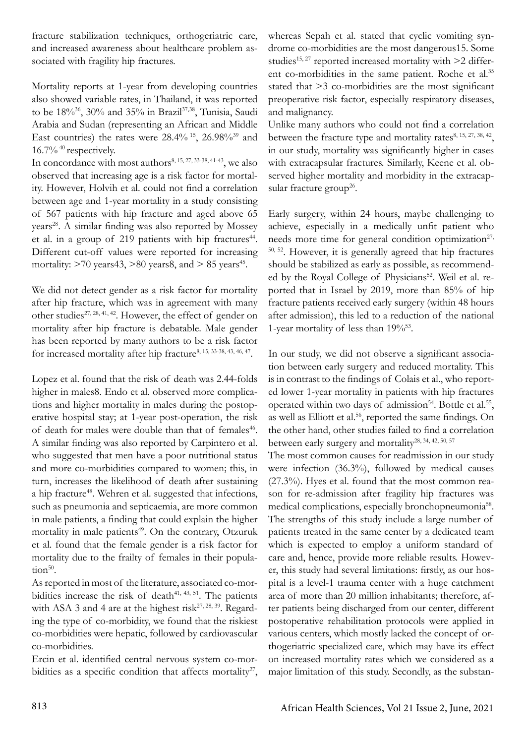fracture stabilization techniques, orthogeriatric care, and increased awareness about healthcare problem associated with fragility hip fractures.

Mortality reports at 1-year from developing countries also showed variable rates, in Thailand, it was reported to be 18%[36], 30% and 35% in Brazil[37,38], Tunisia, Saudi Arabia and Sudan (representing an African and Middle East countries) the rates were 28.4% [15], 26.98%[39] and 16.7% [40] respectively.

In concordance with most authors[8, 15, 27, 33-38, 41-43], we also observed that increasing age is a risk factor for mortality. However, Holvih et al. could not find a correlation between age and 1-year mortality in a study consisting of 567 patients with hip fracture and aged above 65 years[28]. A similar finding was also reported by Mossey et al. in a group of 219 patients with hip fractures[44]. Different cut-off values were reported for increasing mortality: >70 years43, >80 years8, and > 85 years[45].

We did not detect gender as a risk factor for mortality after hip fracture, which was in agreement with many other studies[27, 28, 41, 42]. However, the effect of gender on mortality after hip fracture is debatable. Male gender has been reported by many authors to be a risk factor for increased mortality after hip fracture[8, 15, 33-38, 43, 46, 47].

Lopez et al. found that the risk of death was 2.44-folds higher in males8. Endo et al. observed more complications and higher mortality in males during the postoperative hospital stay; at 1-year post-operation, the risk of death for males were double than that of females[46]. A similar finding was also reported by Carpintero et al. who suggested that men have a poor nutritional status and more co-morbidities compared to women; this, in turn, increases the likelihood of death after sustaining a hip fracture[48]. Wehren et al. suggested that infections, such as pneumonia and septicaemia, are more common in male patients, a finding that could explain the higher mortality in male patients[49]. On the contrary, Otzuruk et al. found that the female gender is a risk factor for mortality due to the frailty of females in their population[50].

As reported in most of the literature, associated co-morbidities increase the risk of death[41, 43, 51]. The patients with ASA 3 and 4 are at the highest risk[27, 28, 39]. Regarding the type of co-morbidity, we found that the riskiest co-morbidities were hepatic, followed by cardiovascular co-morbidities.

Ercin et al. identified central nervous system co-morbidities as a specific condition that affects mortality[27], whereas Sepah et al. stated that cyclic vomiting syndrome co-morbidities are the most dangerous15. Some studies[15, 27] reported increased mortality with >2 different co-morbidities in the same patient. Roche et al.[35] stated that >3 co-morbidities are the most significant preoperative risk factor, especially respiratory diseases, and malignancy.

Unlike many authors who could not find a correlation between the fracture type and mortality rates[8, 15, 27, 38, 42], in our study, mortality was significantly higher in cases with extracapsular fractures. Similarly, Keene et al. observed higher mortality and morbidity in the extracapsular fracture group[26].

Early surgery, within 24 hours, maybe challenging to achieve, especially in a medically unfit patient who needs more time for general condition optimization[27, 50, 52]. However, it is generally agreed that hip fractures should be stabilized as early as possible, as recommended by the Royal College of Physicians[52]. Weil et al. reported that in Israel by 2019, more than 85% of hip fracture patients received early surgery (within 48 hours after admission), this led to a reduction of the national 1-year mortality of less than 19%[53].

In our study, we did not observe a significant association between early surgery and reduced mortality. This is in contrast to the findings of Colais et al., who reported lower 1-year mortality in patients with hip fractures operated within two days of admission[54]. Bottle et al.[55], as well as Elliott et al.[56], reported the same findings. On the other hand, other studies failed to find a correlation between early surgery and mortality[28, 34, 42, 50, 57]

The most common causes for readmission in our study were infection (36.3%), followed by medical causes (27.3%). Hyes et al. found that the most common reason for re-admission after fragility hip fractures was medical complications, especially bronchopneumonia[58].

The strengths of this study include a large number of patients treated in the same center by a dedicated team which is expected to employ a uniform standard of care and, hence, provide more reliable results. However, this study had several limitations: firstly, as our hospital is a level-1 trauma center with a huge catchment area of more than 20 million inhabitants; therefore, after patients being discharged from our center, different postoperative rehabilitation protocols were applied in various centers, which mostly lacked the concept of orthogeriatric specialized care, which may have its effect on increased mortality rates which we considered as a major limitation of this study. Secondly, as the substan-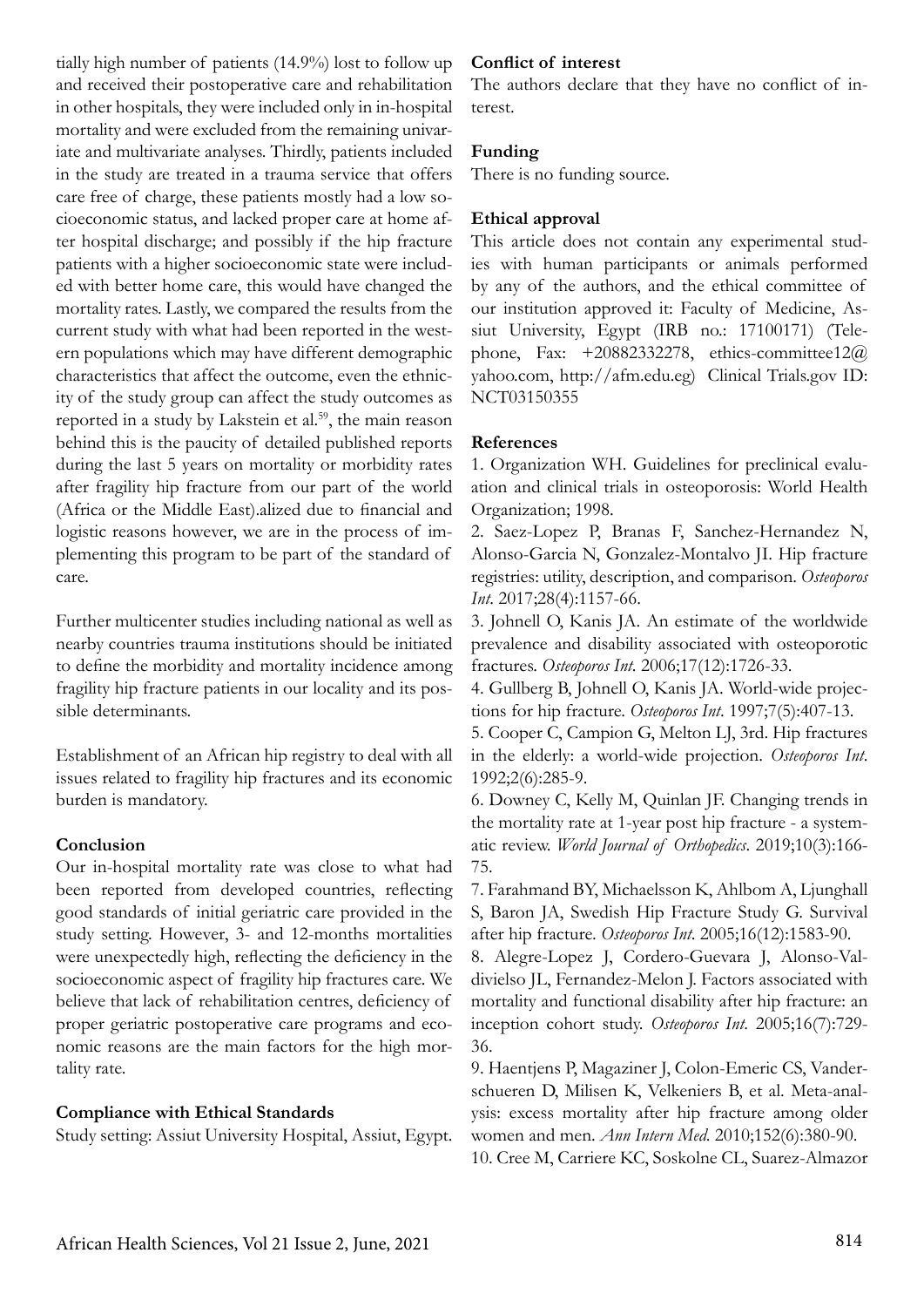tially high number of patients (14.9%) lost to follow up and received their postoperative care and rehabilitation in other hospitals, they were included only in in-hospital mortality and were excluded from the remaining univariate and multivariate analyses. Thirdly, patients included in the study are treated in a trauma service that offers care free of charge, these patients mostly had a low socioeconomic status, and lacked proper care at home after hospital discharge; and possibly if the hip fracture patients with a higher socioeconomic state were included with better home care, this would have changed the mortality rates. Lastly, we compared the results from the current study with what had been reported in the western populations which may have different demographic characteristics that affect the outcome, even the ethnicity of the study group can affect the study outcomes as reported in a study by Lakstein et al.[59], the main reason behind this is the paucity of detailed published reports during the last 5 years on mortality or morbidity rates after fragility hip fracture from our part of the world (Africa or the Middle East).alized due to financial and logistic reasons however, we are in the process of implementing this program to be part of the standard of care.

Further multicenter studies including national as well as nearby countries trauma institutions should be initiated to define the morbidity and mortality incidence among fragility hip fracture patients in our locality and its possible determinants.

Establishment of an African hip registry to deal with all issues related to fragility hip fractures and its economic burden is mandatory.

## Conclusion

Our in-hospital mortality rate was close to what had been reported from developed countries, reflecting good standards of initial geriatric care provided in the study setting. However, 3- and 12-months mortalities were unexpectedly high, reflecting the deficiency in the socioeconomic aspect of fragility hip fractures care. We believe that lack of rehabilitation centres, deficiency of proper geriatric postoperative care programs and economic reasons are the main factors for the high mortality rate.

## Compliance with Ethical Standards

Study setting: Assiut University Hospital, Assiut, Egypt.

## Conflict of interest

The authors declare that they have no conflict of interest.

## Funding

There is no funding source.

## Ethical approval

This article does not contain any experimental studies with human participants or animals performed by any of the authors, and the ethical committee of our institution approved it: Faculty of Medicine, Assiut University, Egypt (IRB no.: 17100171) (Telephone, Fax: +20882332278, ethics-committee12@yahoo.com, http://afm.edu.eg) Clinical Trials.gov ID: NCT03150355

## References

1. Organization WH. Guidelines for preclinical evaluation and clinical trials in osteoporosis: World Health Organization; 1998.
2. Saez-Lopez P, Branas F, Sanchez-Hernandez N, Alonso-Garcia N, Gonzalez-Montalvo JI. Hip fracture registries: utility, description, and comparison. *Osteoporos Int*. 2017;28(4):1157-66.
3. Johnell O, Kanis JA. An estimate of the worldwide prevalence and disability associated with osteoporotic fractures. *Osteoporos Int*. 2006;17(12):1726-33.
4. Gullberg B, Johnell O, Kanis JA. World-wide projections for hip fracture. *Osteoporos Int*. 1997;7(5):407-13.
5. Cooper C, Campion G, Melton LJ, 3rd. Hip fractures in the elderly: a world-wide projection. *Osteoporos Int*. 1992;2(6):285-9.
6. Downey C, Kelly M, Quinlan JF. Changing trends in the mortality rate at 1-year post hip fracture - a systematic review. *World Journal of Orthopedics*. 2019;10(3):166-75.
7. Farahmand BY, Michaelsson K, Ahlbom A, Ljunghall S, Baron JA, Swedish Hip Fracture Study G. Survival after hip fracture. *Osteoporos Int*. 2005;16(12):1583-90.
8. Alegre-Lopez J, Cordero-Guevara J, Alonso-Valdivielso JL, Fernandez-Melon J. Factors associated with mortality and functional disability after hip fracture: an inception cohort study. *Osteoporos Int*. 2005;16(7):729-36.
9. Haentjens P, Magaziner J, Colon-Emeric CS, Vanderschueren D, Milisen K, Velkeniers B, et al. Meta-analysis: excess mortality after hip fracture among older women and men. *Ann Intern Med*. 2010;152(6):380-90.
10. Cree M, Carriere KC, Soskolne CL, Suarez-Almazor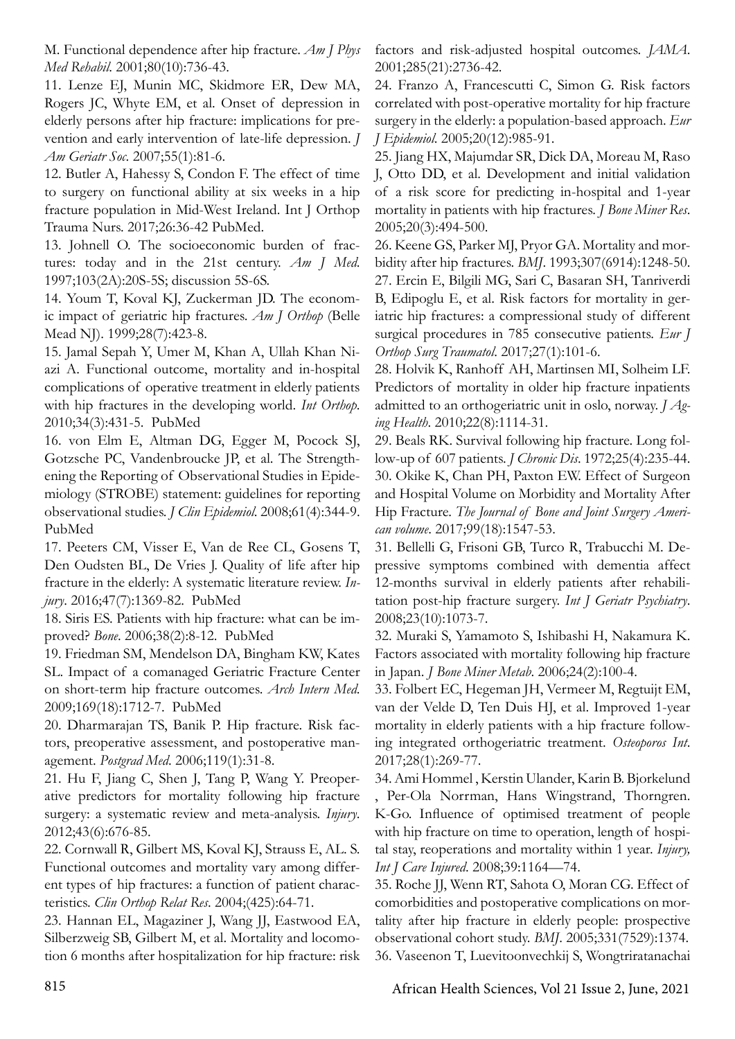M. Functional dependence after hip fracture. *Am J Phys Med Rehabil.* 2001;80(10):736-43.

11. Lenze EJ, Munin MC, Skidmore ER, Dew MA, Rogers JC, Whyte EM, et al. Onset of depression in elderly persons after hip fracture: implications for prevention and early intervention of late-life depression. *J Am Geriatr Soc.* 2007;55(1):81-6.

12. Butler A, Hahessy S, Condon F. The effect of time to surgery on functional ability at six weeks in a hip fracture population in Mid-West Ireland. Int J Orthop Trauma Nurs. 2017;26:36-42 PubMed.

13. Johnell O. The socioeconomic burden of fractures: today and in the 21st century. *Am J Med.* 1997;103(2A):20S-5S; discussion 5S-6S.

14. Youm T, Koval KJ, Zuckerman JD. The economic impact of geriatric hip fractures. *Am J Orthop* (Belle Mead NJ). 1999;28(7):423-8.

15. Jamal Sepah Y, Umer M, Khan A, Ullah Khan Niazi A. Functional outcome, mortality and in-hospital complications of operative treatment in elderly patients with hip fractures in the developing world. *Int Orthop.* 2010;34(3):431-5. PubMed

16. von Elm E, Altman DG, Egger M, Pocock SJ, Gotzsche PC, Vandenbroucke JP, et al. The Strengthening the Reporting of Observational Studies in Epidemiology (STROBE) statement: guidelines for reporting observational studies. *J Clin Epidemiol.* 2008;61(4):344-9. PubMed

17. Peeters CM, Visser E, Van de Ree CL, Gosens T, Den Oudsten BL, De Vries J. Quality of life after hip fracture in the elderly: A systematic literature review. *Injury*. 2016;47(7):1369-82. PubMed

18. Siris ES. Patients with hip fracture: what can be improved? *Bone.* 2006;38(2):8-12. PubMed

19. Friedman SM, Mendelson DA, Bingham KW, Kates SL. Impact of a comanaged Geriatric Fracture Center on short-term hip fracture outcomes. *Arch Intern Med.* 2009;169(18):1712-7. PubMed

20. Dharmarajan TS, Banik P. Hip fracture. Risk factors, preoperative assessment, and postoperative management. *Postgrad Med.* 2006;119(1):31-8.

21. Hu F, Jiang C, Shen J, Tang P, Wang Y. Preoperative predictors for mortality following hip fracture surgery: a systematic review and meta-analysis. *Injury.* 2012;43(6):676-85.

22. Cornwall R, Gilbert MS, Koval KJ, Strauss E, AL. S. Functional outcomes and mortality vary among different types of hip fractures: a function of patient characteristics. *Clin Orthop Relat Res.* 2004;(425):64-71.

23. Hannan EL, Magaziner J, Wang JJ, Eastwood EA, Silberzweig SB, Gilbert M, et al. Mortality and locomotion 6 months after hospitalization for hip fracture: risk factors and risk-adjusted hospital outcomes. *JAMA.* 2001;285(21):2736-42.

24. Franzo A, Francescutti C, Simon G. Risk factors correlated with post-operative mortality for hip fracture surgery in the elderly: a population-based approach. *Eur J Epidemiol.* 2005;20(12):985-91.

25. Jiang HX, Majumdar SR, Dick DA, Moreau M, Raso J, Otto DD, et al. Development and initial validation of a risk score for predicting in-hospital and 1-year mortality in patients with hip fractures. *J Bone Miner Res.* 2005;20(3):494-500.

26. Keene GS, Parker MJ, Pryor GA. Mortality and morbidity after hip fractures. *BMJ*. 1993;307(6914):1248-50.

27. Ercin E, Bilgili MG, Sari C, Basaran SH, Tanriverdi B, Edipoglu E, et al. Risk factors for mortality in geriatric hip fractures: a compressional study of different surgical procedures in 785 consecutive patients. *Eur J Orthop Surg Traumatol.* 2017;27(1):101-6.

28. Holvik K, Ranhoff AH, Martinsen MI, Solheim LF. Predictors of mortality in older hip fracture inpatients admitted to an orthogeriatric unit in oslo, norway. *J Aging Health.* 2010;22(8):1114-31.

29. Beals RK. Survival following hip fracture. Long follow-up of 607 patients. *J Chronic Dis*. 1972;25(4):235-44.

30. Okike K, Chan PH, Paxton EW. Effect of Surgeon and Hospital Volume on Morbidity and Mortality After Hip Fracture. *The Journal of Bone and Joint Surgery American volume*. 2017;99(18):1547-53.

31. Bellelli G, Frisoni GB, Turco R, Trabucchi M. Depressive symptoms combined with dementia affect 12-months survival in elderly patients after rehabilitation post-hip fracture surgery. *Int J Geriatr Psychiatry*. 2008;23(10):1073-7.

32. Muraki S, Yamamoto S, Ishibashi H, Nakamura K. Factors associated with mortality following hip fracture in Japan. *J Bone Miner Metab.* 2006;24(2):100-4.

33. Folbert EC, Hegeman JH, Vermeer M, Regtuijt EM, van der Velde D, Ten Duis HJ, et al. Improved 1-year mortality in elderly patients with a hip fracture following integrated orthogeriatric treatment. *Osteoporos Int*. 2017;28(1):269-77.

34. Ami Hommel , Kerstin Ulander, Karin B. Bjorkelund , Per-Ola Norrman, Hans Wingstrand, Thorngren. K-Go. Influence of optimised treatment of people with hip fracture on time to operation, length of hospital stay, reoperations and mortality within 1 year. *Injury, Int J Care Injured.* 2008;39:1164—74.

35. Roche JJ, Wenn RT, Sahota O, Moran CG. Effect of comorbidities and postoperative complications on mortality after hip fracture in elderly people: prospective observational cohort study. *BMJ*. 2005;331(7529):1374.

36. Vaseenon T, Luevitoonvechkij S, Wongtriratanachai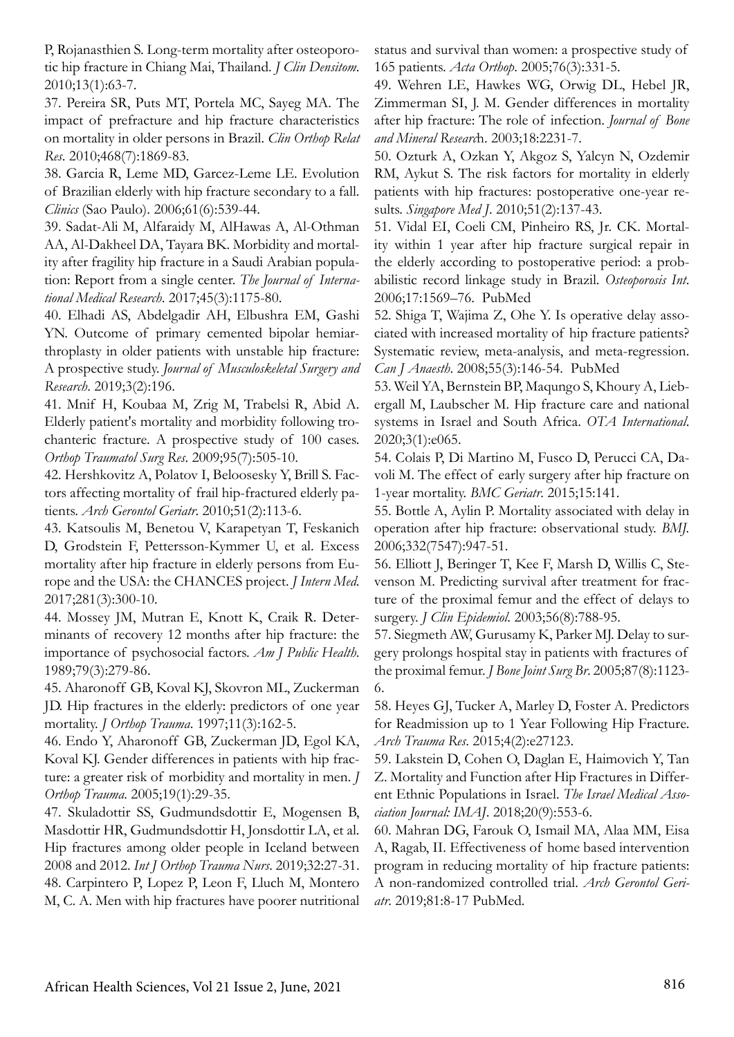P, Rojanasthien S. Long-term mortality after osteoporotic hip fracture in Chiang Mai, Thailand. *J Clin Densitom.* 2010;13(1):63-7.

37. Pereira SR, Puts MT, Portela MC, Sayeg MA. The impact of prefracture and hip fracture characteristics on mortality in older persons in Brazil. *Clin Orthop Relat Res.* 2010;468(7):1869-83.

38. Garcia R, Leme MD, Garcez-Leme LE. Evolution of Brazilian elderly with hip fracture secondary to a fall. *Clinics* (Sao Paulo). 2006;61(6):539-44.

39. Sadat-Ali M, Alfaraidy M, AlHawas A, Al-Othman AA, Al-Dakheel DA, Tayara BK. Morbidity and mortality after fragility hip fracture in a Saudi Arabian population: Report from a single center. *The Journal of International Medical Research.* 2017;45(3):1175-80.

40. Elhadi AS, Abdelgadir AH, Elbushra EM, Gashi YN. Outcome of primary cemented bipolar hemiarthroplasty in older patients with unstable hip fracture: A prospective study. *Journal of Musculoskeletal Surgery and Research.* 2019;3(2):196.

41. Mnif H, Koubaa M, Zrig M, Trabelsi R, Abid A. Elderly patient's mortality and morbidity following trochanteric fracture. A prospective study of 100 cases. *Orthop Traumatol Surg Res.* 2009;95(7):505-10.

42. Hershkovitz A, Polatov I, Beloosesky Y, Brill S. Factors affecting mortality of frail hip-fractured elderly patients. *Arch Gerontol Geriatr.* 2010;51(2):113-6.

43. Katsoulis M, Benetou V, Karapetyan T, Feskanich D, Grodstein F, Pettersson-Kymmer U, et al. Excess mortality after hip fracture in elderly persons from Europe and the USA: the CHANCES project. *J Intern Med.* 2017;281(3):300-10.

44. Mossey JM, Mutran E, Knott K, Craik R. Determinants of recovery 12 months after hip fracture: the importance of psychosocial factors. *Am J Public Health.* 1989;79(3):279-86.

45. Aharonoff GB, Koval KJ, Skovron ML, Zuckerman JD. Hip fractures in the elderly: predictors of one year mortality. *J Orthop Trauma.* 1997;11(3):162-5.

46. Endo Y, Aharonoff GB, Zuckerman JD, Egol KA, Koval KJ. Gender differences in patients with hip fracture: a greater risk of morbidity and mortality in men. *J Orthop Trauma.* 2005;19(1):29-35.

47. Skuladottir SS, Gudmundsdottir E, Mogensen B, Masdottir HR, Gudmundsdottir H, Jonsdottir LA, et al. Hip fractures among older people in Iceland between 2008 and 2012. *Int J Orthop Trauma Nurs.* 2019;32:27-31.

48. Carpintero P, Lopez P, Leon F, Lluch M, Montero M, C. A. Men with hip fractures have poorer nutritional status and survival than women: a prospective study of 165 patients. *Acta Orthop.* 2005;76(3):331-5.

49. Wehren LE, Hawkes WG, Orwig DL, Hebel JR, Zimmerman SI, J. M. Gender differences in mortality after hip fracture: The role of infection. *Journal of Bone and Mineral Research.* 2003;18:2231-7.

50. Ozturk A, Ozkan Y, Akgoz S, Yalcyn N, Ozdemir RM, Aykut S. The risk factors for mortality in elderly patients with hip fractures: postoperative one-year results. *Singapore Med J.* 2010;51(2):137-43.

51. Vidal EI, Coeli CM, Pinheiro RS, Jr. CK. Mortality within 1 year after hip fracture surgical repair in the elderly according to postoperative period: a probabilistic record linkage study in Brazil. *Osteoporosis Int.* 2006;17:1569–76. PubMed

52. Shiga T, Wajima Z, Ohe Y. Is operative delay associated with increased mortality of hip fracture patients? Systematic review, meta-analysis, and meta-regression. *Can J Anaesth.* 2008;55(3):146-54. PubMed

53. Weil YA, Bernstein BP, Maqungo S, Khoury A, Liebergall M, Laubscher M. Hip fracture care and national systems in Israel and South Africa. *OTA International.* 2020;3(1):e065.

54. Colais P, Di Martino M, Fusco D, Perucci CA, Davoli M. The effect of early surgery after hip fracture on 1-year mortality. *BMC Geriatr.* 2015;15:141.

55. Bottle A, Aylin P. Mortality associated with delay in operation after hip fracture: observational study. *BMJ.* 2006;332(7547):947-51.

56. Elliott J, Beringer T, Kee F, Marsh D, Willis C, Stevenson M. Predicting survival after treatment for fracture of the proximal femur and the effect of delays to surgery. *J Clin Epidemiol.* 2003;56(8):788-95.

57. Siegmeth AW, Gurusamy K, Parker MJ. Delay to surgery prolongs hospital stay in patients with fractures of the proximal femur. *J Bone Joint Surg Br.* 2005;87(8):1123-6.

58. Heyes GJ, Tucker A, Marley D, Foster A. Predictors for Readmission up to 1 Year Following Hip Fracture. *Arch Trauma Res.* 2015;4(2):e27123.

59. Lakstein D, Cohen O, Daglan E, Haimovich Y, Tan Z. Mortality and Function after Hip Fractures in Different Ethnic Populations in Israel. *The Israel Medical Association Journal: IMAJ.* 2018;20(9):553-6.

60. Mahran DG, Farouk O, Ismail MA, Alaa MM, Eisa A, Ragab, II. Effectiveness of home based intervention program in reducing mortality of hip fracture patients: A non-randomized controlled trial. *Arch Gerontol Geriatr.* 2019;81:8-17 PubMed.